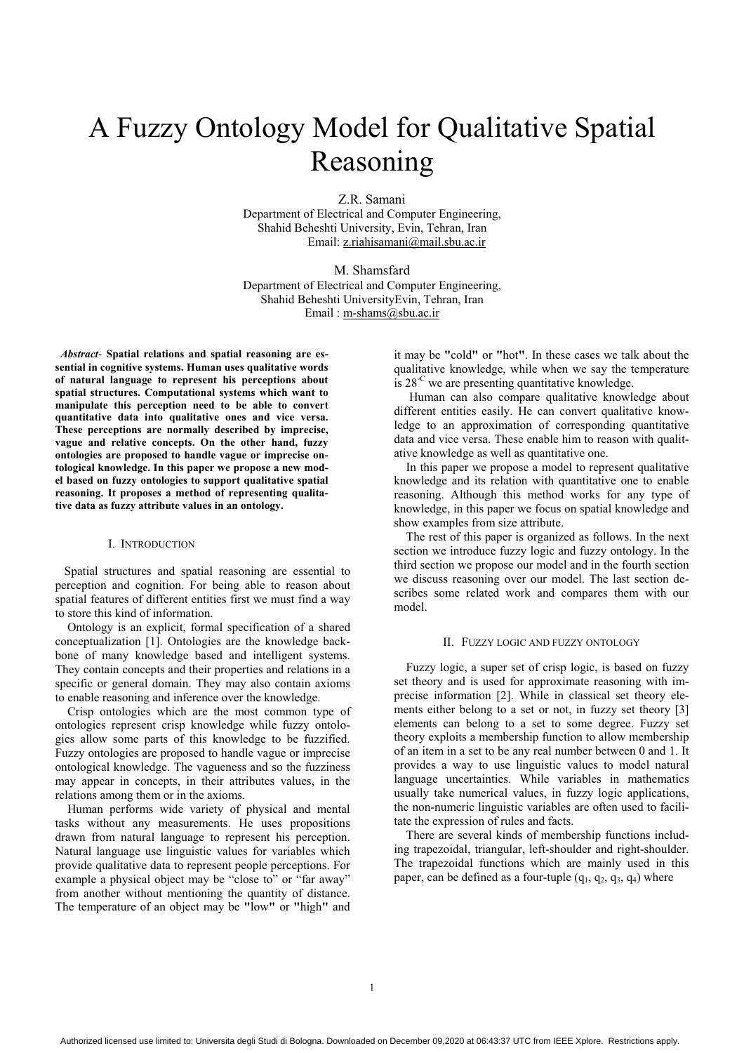# A Fuzzy Ontology Model for Qualitative Spatial Reasoning

Z.R. Samani
Department of Electrical and Computer Engineering,
Shahid Beheshti University, Evin, Tehran, Iran
Email: z.riahisamani@mail.sbu.ac.ir

M. Shamsfard
Department of Electrical and Computer Engineering,
Shahid Beheshti UniversityEvin, Tehran, Iran
Email : m-shams@sbu.ac.ir

***Abstract*- Spatial relations and spatial reasoning are essential in cognitive systems. Human uses qualitative words of natural language to represent his perceptions about spatial structures. Computational systems which want to manipulate this perception need to be able to convert quantitative data into qualitative ones and vice versa. These perceptions are normally described by imprecise, vague and relative concepts. On the other hand, fuzzy ontologies are proposed to handle vague or imprecise ontological knowledge. In this paper we propose a new model based on fuzzy ontologies to support qualitative spatial reasoning. It proposes a method of representing qualitative data as fuzzy attribute values in an ontology.**

## I. Introduction

Spatial structures and spatial reasoning are essential to perception and cognition. For being able to reason about spatial features of different entities first we must find a way to store this kind of information.

Ontology is an explicit, formal specification of a shared conceptualization [1]. Ontologies are the knowledge backbone of many knowledge based and intelligent systems. They contain concepts and their properties and relations in a specific or general domain. They may also contain axioms to enable reasoning and inference over the knowledge.

Crisp ontologies which are the most common type of ontologies represent crisp knowledge while fuzzy ontologies allow some parts of this knowledge to be fuzzified. Fuzzy ontologies are proposed to handle vague or imprecise ontological knowledge. The vagueness and so the fuzziness may appear in concepts, in their attributes values, in the relations among them or in the axioms.

Human performs wide variety of physical and mental tasks without any measurements. He uses propositions drawn from natural language to represent his perception. Natural language use linguistic values for variables which provide qualitative data to represent people perceptions. For example a physical object may be "close to" or "far away" from another without mentioning the quantity of distance. The temperature of an object may be "low" or "high" and it may be "cold" or "hot". In these cases we talk about the qualitative knowledge, while when we say the temperature is $28^{\circ C}$ we are presenting quantitative knowledge.

Human can also compare qualitative knowledge about different entities easily. He can convert qualitative knowledge to an approximation of corresponding quantitative data and vice versa. These enable him to reason with qualitative knowledge as well as quantitative one.

In this paper we propose a model to represent qualitative knowledge and its relation with quantitative one to enable reasoning. Although this method works for any type of knowledge, in this paper we focus on spatial knowledge and show examples from size attribute.

The rest of this paper is organized as follows. In the next section we introduce fuzzy logic and fuzzy ontology. In the third section we propose our model and in the fourth section we discuss reasoning over our model. The last section describes some related work and compares them with our model.

## II. Fuzzy logic and fuzzy ontology

Fuzzy logic, a super set of crisp logic, is based on fuzzy set theory and is used for approximate reasoning with imprecise information [2]. While in classical set theory elements either belong to a set or not, in fuzzy set theory [3] elements can belong to a set to some degree. Fuzzy set theory exploits a membership function to allow membership of an item in a set to be any real number between 0 and 1. It provides a way to use linguistic values to model natural language uncertainties. While variables in mathematics usually take numerical values, in fuzzy logic applications, the non-numeric linguistic variables are often used to facilitate the expression of rules and facts.

There are several kinds of membership functions including trapezoidal, triangular, left-shoulder and right-shoulder. The trapezoidal functions which are mainly used in this paper, can be defined as a four-tuple $(q_1, q_2, q_3, q_4)$ where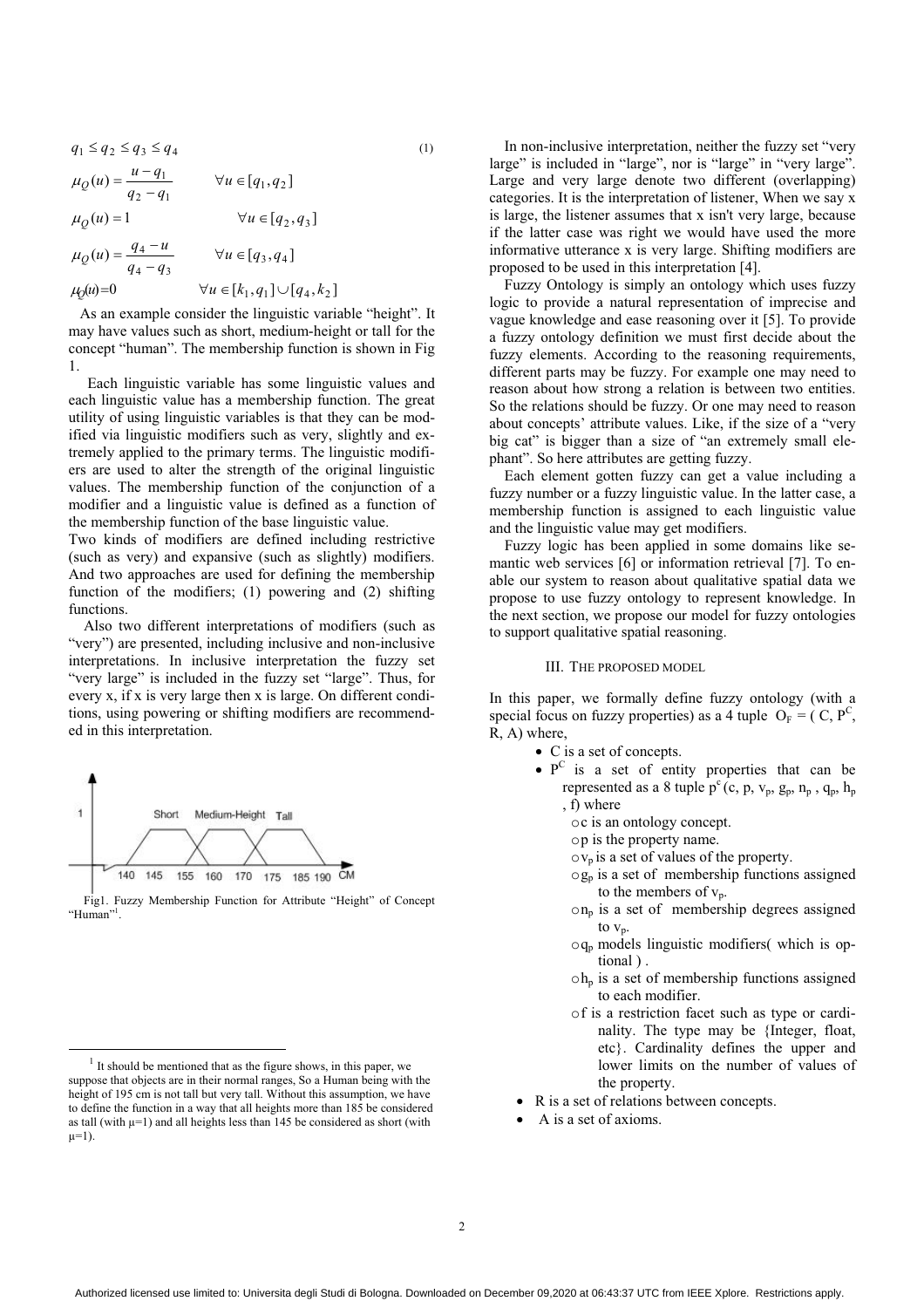$$q_1 \le q_2 \le q_3 \le q_4 \quad (1)$$

$$\mu_Q(u) = \frac{u - q_1}{q_2 - q_1} \qquad \forall u \in [q_1, q_2]$$

$$\mu_Q(u) = 1 \qquad \forall u \in [q_2, q_3]$$

$$\mu_Q(u) = \frac{q_4 - u}{q_4 - q_3} \qquad \forall u \in [q_3, q_4]$$

$$\mu_Q(u) = 0 \qquad \forall u \in [k_1, q_1] \cup [q_4, k_2]$$

As an example consider the linguistic variable "height". It may have values such as short, medium-height or tall for the concept "human". The membership function is shown in Fig 1.

Each linguistic variable has some linguistic values and each linguistic value has a membership function. The great utility of using linguistic variables is that they can be modified via linguistic modifiers such as very, slightly and extremely applied to the primary terms. The linguistic modifiers are used to alter the strength of the original linguistic values. The membership function of the conjunction of a modifier and a linguistic value is defined as a function of the membership function of the base linguistic value.

Two kinds of modifiers are defined including restrictive (such as very) and expansive (such as slightly) modifiers. And two approaches are used for defining the membership function of the modifiers; (1) powering and (2) shifting functions.

Also two different interpretations of modifiers (such as "very") are presented, including inclusive and non-inclusive interpretations. In inclusive interpretation the fuzzy set "very large" is included in the fuzzy set "large". Thus, for every x, if x is very large then x is large. On different conditions, using powering or shifting modifiers are recommended in this interpretation.

1
Short
Medium-Height
Tall
140 145 155 160 170 175 185 190 CM

Fig1. Fuzzy Membership Function for Attribute "Height" of Concept "Human"[1].

[1] It should be mentioned that as the figure shows, in this paper, we suppose that objects are in their normal ranges, So a Human being with the height of 195 cm is not tall but very tall. Without this assumption, we have to define the function in a way that all heights more than 185 be considered as tall (with μ=1) and all heights less than 145 be considered as short (with μ=1).

In non-inclusive interpretation, neither the fuzzy set "very large" is included in "large", nor is "large" in "very large". Large and very large denote two different (overlapping) categories. It is the interpretation of listener, When we say x is large, the listener assumes that x isn't very large, because if the latter case was right we would have used the more informative utterance x is very large. Shifting modifiers are proposed to be used in this interpretation [4].

Fuzzy Ontology is simply an ontology which uses fuzzy logic to provide a natural representation of imprecise and vague knowledge and ease reasoning over it [5]. To provide a fuzzy ontology definition we must first decide about the fuzzy elements. According to the reasoning requirements, different parts may be fuzzy. For example one may need to reason about how strong a relation is between two entities. So the relations should be fuzzy. Or one may need to reason about concepts' attribute values. Like, if the size of a "very big cat" is bigger than a size of "an extremely small elephant". So here attributes are getting fuzzy.

Each element gotten fuzzy can get a value including a fuzzy number or a fuzzy linguistic value. In the latter case, a membership function is assigned to each linguistic value and the linguistic value may get modifiers.

Fuzzy logic has been applied in some domains like semantic web services [6] or information retrieval [7]. To enable our system to reason about qualitative spatial data we propose to use fuzzy ontology to represent knowledge. In the next section, we propose our model for fuzzy ontologies to support qualitative spatial reasoning.

## III. The Proposed Model

In this paper, we formally define fuzzy ontology (with a special focus on fuzzy properties) as a 4 tuple $O_F = (C, P^C, R, A)$ where,

- C is a set of concepts.
- $P^C$ is a set of entity properties that can be represented as a 8 tuple $p^c(c, p, v_p, g_p, n_p, q_p, h_p, f)$ where
  - c is an ontology concept.
  - p is the property name.
  - $v_p$ is a set of values of the property.
  - $g_p$ is a set of membership functions assigned to the members of $v_p$.
  - $n_p$ is a set of membership degrees assigned to $v_p$.
  - $q_p$ models linguistic modifiers( which is optional ) .
  - $h_p$ is a set of membership functions assigned to each modifier.
  - f is a restriction facet such as type or cardinality. The type may be {Integer, float, etc}. Cardinality defines the upper and lower limits on the number of values of the property.
- R is a set of relations between concepts.
- A is a set of axioms.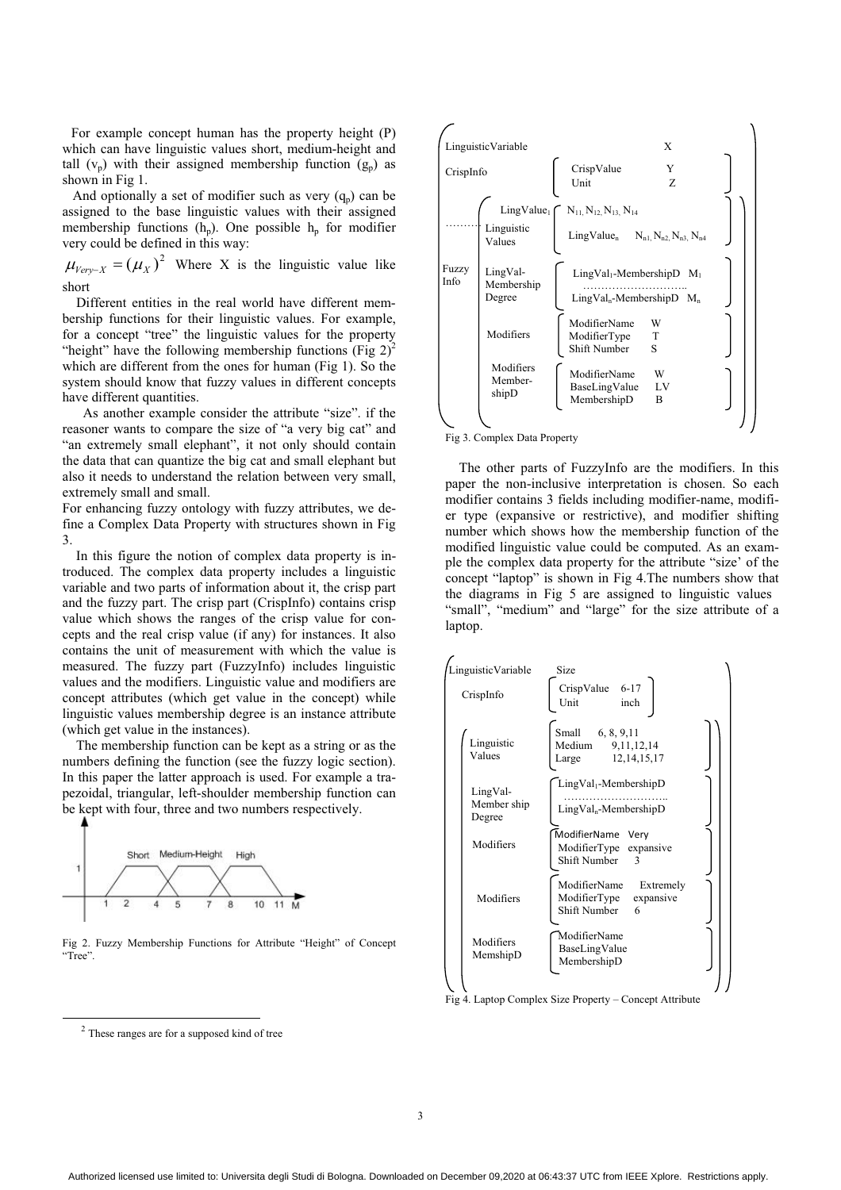For example concept human has the property height (P) which can have linguistic values short, medium-height and tall ($v_p$) with their assigned membership function ($g_p$) as shown in Fig 1.

And optionally a set of modifier such as very ($q_p$) can be assigned to the base linguistic values with their assigned membership functions ($h_p$). One possible $h_p$ for modifier very could be defined in this way:

$\mu_{Very-X} = (\mu_X)^2$ Where X is the linguistic value like short

Different entities in the real world have different membership functions for their linguistic values. For example, for a concept "tree" the linguistic values for the property "height" have the following membership functions (Fig 2)[2] which are different from the ones for human (Fig 1). So the system should know that fuzzy values in different concepts have different quantities.

As another example consider the attribute "size". if the reasoner wants to compare the size of "a very big cat" and "an extremely small elephant", it not only should contain the data that can quantize the big cat and small elephant but also it needs to understand the relation between very small, extremely small and small.

For enhancing fuzzy ontology with fuzzy attributes, we define a Complex Data Property with structures shown in Fig 3.

In this figure the notion of complex data property is introduced. The complex data property includes a linguistic variable and two parts of information about it, the crisp part and the fuzzy part. The crisp part (CrispInfo) contains crisp value which shows the ranges of the crisp value for concepts and the real crisp value (if any) for instances. It also contains the unit of measurement with which the value is measured. The fuzzy part (FuzzyInfo) includes linguistic values and the modifiers. Linguistic value and modifiers are concept attributes (which get value in the concept) while linguistic values membership degree is an instance attribute (which get value in the instances).

The membership function can be kept as a string or as the numbers defining the function (see the fuzzy logic section). In this paper the latter approach is used. For example a trapezoidal, triangular, left-shoulder membership function can be kept with four, three and two numbers respectively.

1

Short Medium-Height High

1 2 4 5 7 8 10 11 M

Fig 2. Fuzzy Membership Functions for Attribute "Height" of Concept "Tree".

[2] These ranges are for a supposed kind of tree

LinguisticVariable X

CrispInfo
CrispValue Y
Unit Z

Fuzzy Info

Linguistic Values
$\text{LingValue}_1$ $N_{11}, N_{12}, N_{13}, N_{14}$
………
$\text{LingValue}_n$ $N_{n1}, N_{n2}, N_{n3}, N_{n4}$

LingVal-Membership Degree
$\text{LingVal}_1$-MembershipD $M_1$
………………………..
$\text{LingVal}_n$-MembershipD $M_n$

Modifiers
ModifierName W
ModifierType T
Shift Number S

Modifiers MembershipD
ModifierName W
BaseLingValue LV
MembershipD B

Fig 3. Complex Data Property

The other parts of FuzzyInfo are the modifiers. In this paper the non-inclusive interpretation is chosen. So each modifier contains 3 fields including modifier-name, modifier type (expansive or restrictive), and modifier shifting number which shows how the membership function of the modified linguistic value could be computed. As an example the complex data property for the attribute 'size' of the concept "laptop" is shown in Fig 4.The numbers show that the diagrams in Fig 5 are assigned to linguistic values "small", "medium" and "large" for the size attribute of a laptop.

LinguisticVariable Size

CrispInfo
CrispValue 6-17
Unit inch

Linguistic Values
Small 6, 8, 9,11
Medium 9,11,12,14
Large 12,14,15,17

LingVal-Member ship Degree
$\text{LingVal}_1$-MembershipD
………………………..
$\text{LingVal}_n$-MembershipD

Modifiers
ModifierName Very
ModifierType expansive
Shift Number 3

Modifiers
ModifierName Extremely
ModifierType expansive
Shift Number 6

Modifiers MemshipD
ModifierName
BaseLingValue
MembershipD

Fig 4. Laptop Complex Size Property – Concept Attribute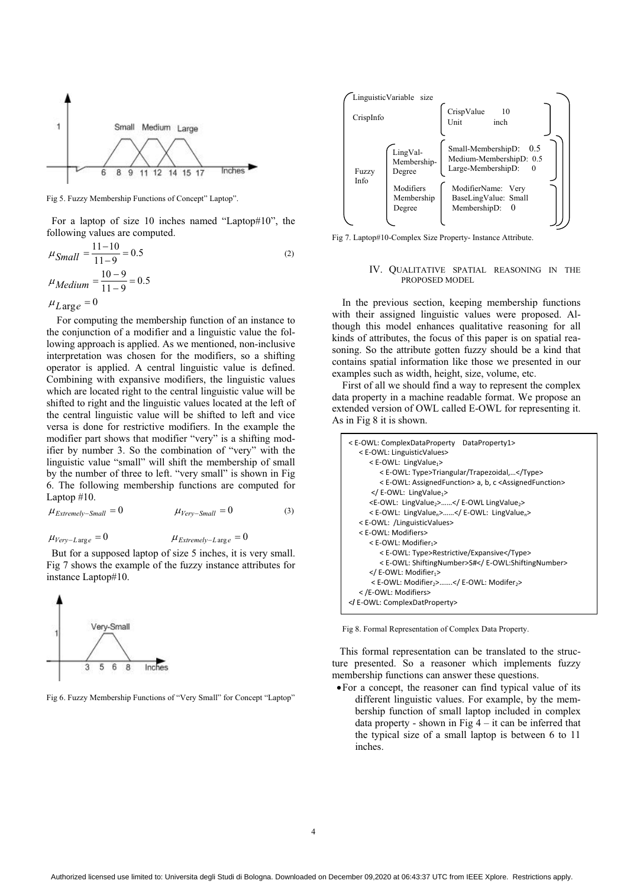1
Small Medium Large
6 8 9 11 12 14 15 17 Inches

Fig 5. Fuzzy Membership Functions of Concept" Laptop".

For a laptop of size 10 inches named "Laptop#10", the following values are computed.

$$\mu_{Small} = \frac{11-10}{11-9} = 0.5 \tag{2}$$

$$\mu_{Medium} = \frac{10-9}{11-9} = 0.5$$

$$\mu_{Large} = 0$$

For computing the membership function of an instance to the conjunction of a modifier and a linguistic value the following approach is applied. As we mentioned, non-inclusive interpretation was chosen for the modifiers, so a shifting operator is applied. A central linguistic value is defined. Combining with expansive modifiers, the linguistic values which are located right to the central linguistic value will be shifted to right and the linguistic values located at the left of the central linguistic value will be shifted to left and vice versa is done for restrictive modifiers. In the example the modifier part shows that modifier "very" is a shifting modifier by number 3. So the combination of "very" with the linguistic value "small" will shift the membership of small by the number of three to left. "very small" is shown in Fig 6. The following membership functions are computed for Laptop #10.

$$\mu_{Extremely-Small} = 0 \qquad \mu_{Very-Small} = 0 \tag{3}$$

$$\mu_{Very-Large} = 0 \qquad \mu_{Extremely-Large} = 0$$

But for a supposed laptop of size 5 inches, it is very small. Fig 7 shows the example of the fuzzy instance attributes for instance Laptop#10.

1
Very-Small
3 5 6 8 Inches

Fig 6. Fuzzy Membership Functions of "Very Small" for Concept "Laptop"

LinguisticVariable size
CrispInfo
CrispValue 10
Unit inch
Fuzzy Info
LingVal-Membership-Degree
Small-MembershipD: 0.5
Medium-MembershipD: 0.5
Large-MembershipD: 0
Modifiers Membership Degree
ModifierName: Very
BaseLingValue: Small
MembershipD: 0

Fig 7. Laptop#10-Complex Size Property- Instance Attribute.

## IV. Qualitative Spatial Reasoning in the Proposed Model

In the previous section, keeping membership functions with their assigned linguistic values were proposed. Although this model enhances qualitative reasoning for all kinds of attributes, the focus of this paper is on spatial reasoning. So the attribute gotten fuzzy should be a kind that contains spatial information like those we presented in our examples such as width, height, size, volume, etc.

First of all we should find a way to represent the complex data property in a machine readable format. We propose an extended version of OWL called E-OWL for representing it. As in Fig 8 it is shown.

```
< E-OWL: ComplexDataProperty    DataProperty1>
   < E-OWL: LinguisticValues>
      < E-OWL:  LingValue1>
         < E-OWL: Type>Triangular/Trapezoidal,…</Type>
         < E-OWL: AssignedFunction> a, b, c <AssignedFunction>
      </ E-OWL: LingValue1>
      <E-OWL: LingValue2>……</ E-OWL LingValue2>
      < E-OWL: LingValuen>……</ E-OWL: LingValuen>
   < E-OWL: /LinguisticValues>
   < E-OWL: Modifiers>
      < E-OWL: Modifier1>
         < E-OWL: Type>Restrictive/Expansive</Type>
         < E-OWL: ShiftingNumber>S#</ E-OWL:ShiftingNumber>
      </ E-OWL: Modifier1>
      < E-OWL: Modifier2>…….</ E-OWL: Modifer2>
   < /E-OWL: Modifiers>
</ E-OWL: ComplexDatProperty>
```

Fig 8. Formal Representation of Complex Data Property.

This formal representation can be translated to the structure presented. So a reasoner which implements fuzzy membership functions can answer these questions.

- For a concept, the reasoner can find typical value of its different linguistic values. For example, by the membership function of small laptop included in complex data property - shown in Fig 4 – it can be inferred that the typical size of a small laptop is between 6 to 11 inches.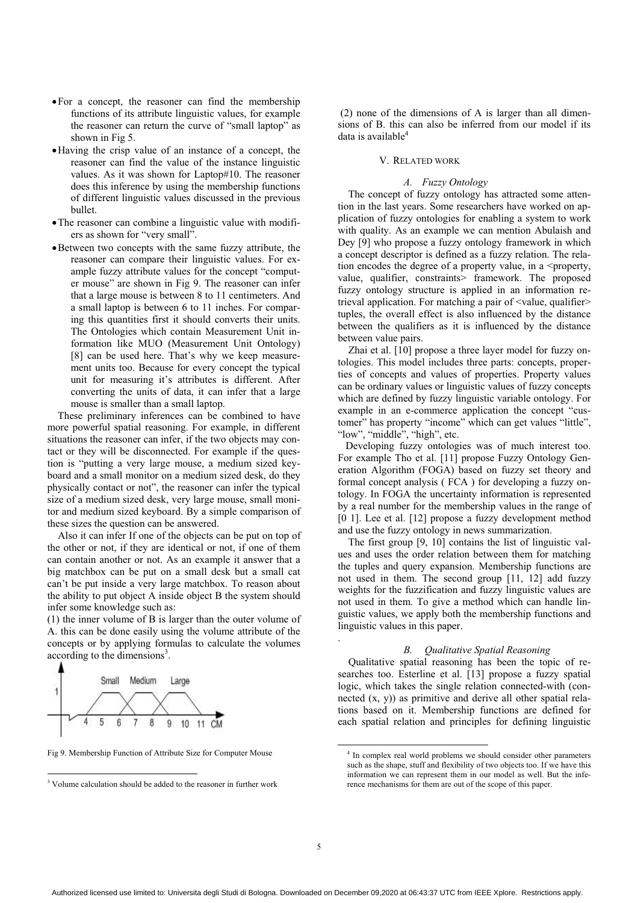- For a concept, the reasoner can find the membership functions of its attribute linguistic values, for example the reasoner can return the curve of "small laptop" as shown in Fig 5.
- Having the crisp value of an instance of a concept, the reasoner can find the value of the instance linguistic values. As it was shown for Laptop#10. The reasoner does this inference by using the membership functions of different linguistic values discussed in the previous bullet.
- The reasoner can combine a linguistic value with modifiers as shown for "very small".
- Between two concepts with the same fuzzy attribute, the reasoner can compare their linguistic values. For example fuzzy attribute values for the concept "computer mouse" are shown in Fig 9. The reasoner can infer that a large mouse is between 8 to 11 centimeters. And a small laptop is between 6 to 11 inches. For comparing this quantities first it should converts their units. The Ontologies which contain Measurement Unit information like MUO (Measurement Unit Ontology) [8] can be used here. That's why we keep measurement units too. Because for every concept the typical unit for measuring it's attributes is different. After converting the units of data, it can infer that a large mouse is smaller than a small laptop.

These preliminary inferences can be combined to have more powerful spatial reasoning. For example, in different situations the reasoner can infer, if the two objects may contact or they will be disconnected. For example if the question is "putting a very large mouse, a medium sized keyboard and a small monitor on a medium sized desk, do they physically contact or not", the reasoner can infer the typical size of a medium sized desk, very large mouse, small monitor and medium sized keyboard. By a simple comparison of these sizes the question can be answered.

Also it can infer If one of the objects can be put on top of the other or not, if they are identical or not, if one of them can contain another or not. As an example it answer that a big matchbox can be put on a small desk but a small cat can't be put inside a very large matchbox. To reason about the ability to put object A inside object B the system should infer some knowledge such as:

(1) the inner volume of B is larger than the outer volume of A. this can be done easily using the volume attribute of the concepts or by applying formulas to calculate the volumes according to the dimensions[3].

Small Medium Large
1
4 5 6 7 8 9 10 11 CM

Fig 9. Membership Function of Attribute Size for Computer Mouse

[3] Volume calculation should be added to the reasoner in further work

(2) none of the dimensions of A is larger than all dimensions of B. this can also be inferred from our model if its data is available[4]

## V. Related Work

### A. Fuzzy Ontology

The concept of fuzzy ontology has attracted some attention in the last years. Some researchers have worked on application of fuzzy ontologies for enabling a system to work with quality. As an example we can mention Abulaish and Dey [9] who propose a fuzzy ontology framework in which a concept descriptor is defined as a fuzzy relation. The relation encodes the degree of a property value, in a <property, value, qualifier, constraints> framework. The proposed fuzzy ontology structure is applied in an information retrieval application. For matching a pair of <value, qualifier> tuples, the overall effect is also influenced by the distance between the qualifiers as it is influenced by the distance between value pairs.

Zhai et al. [10] propose a three layer model for fuzzy ontologies. This model includes three parts: concepts, properties of concepts and values of properties. Property values can be ordinary values or linguistic values of fuzzy concepts which are defined by fuzzy linguistic variable ontology. For example in an e-commerce application the concept "customer" has property "income" which can get values "little", "low", "middle", "high", etc.

Developing fuzzy ontologies was of much interest too. For example Tho et al. [11] propose Fuzzy Ontology Generation Algorithm (FOGA) based on fuzzy set theory and formal concept analysis ( FCA ) for developing a fuzzy ontology. In FOGA the uncertainty information is represented by a real number for the membership values in the range of [0 1]. Lee et al. [12] propose a fuzzy development method and use the fuzzy ontology in news summarization.

The first group [9, 10] contains the list of linguistic values and uses the order relation between them for matching the tuples and query expansion. Membership functions are not used in them. The second group [11, 12] add fuzzy weights for the fuzzification and fuzzy linguistic values are not used in them. To give a method which can handle linguistic values, we apply both the membership functions and linguistic values in this paper.

.

### B. Qualitative Spatial Reasoning

Qualitative spatial reasoning has been the topic of researches too. Esterline et al. [13] propose a fuzzy spatial logic, which takes the single relation connected-with (connected (x, y)) as primitive and derive all other spatial relations based on it. Membership functions are defined for each spatial relation and principles for defining linguistic

[4] In complex real world problems we should consider other parameters such as the shape, stuff and flexibility of two objects too. If we have this information we can represent them in our model as well. But the inference mechanisms for them are out of the scope of this paper.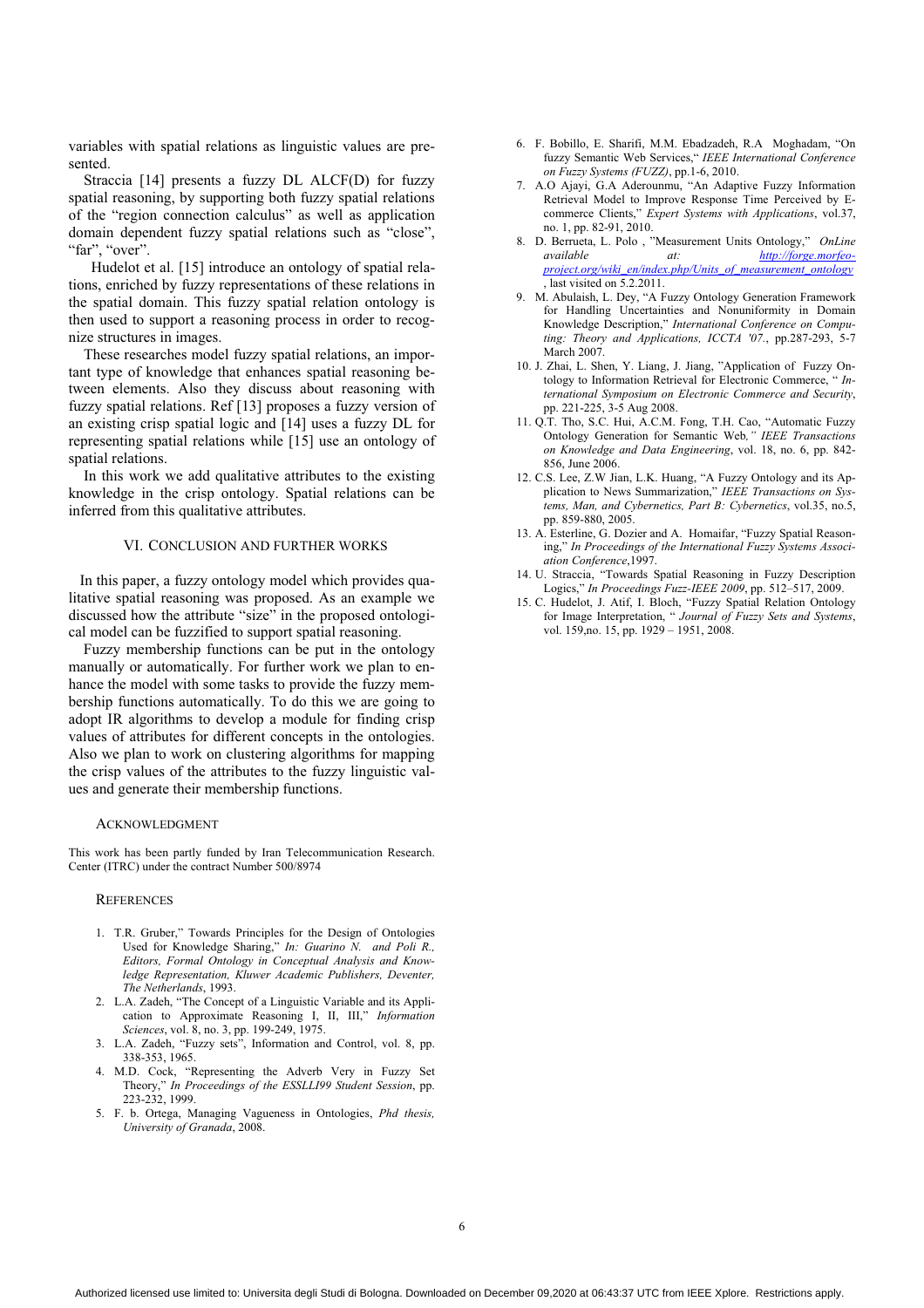variables with spatial relations as linguistic values are presented.

Straccia [14] presents a fuzzy DL ALCF(D) for fuzzy spatial reasoning, by supporting both fuzzy spatial relations of the "region connection calculus" as well as application domain dependent fuzzy spatial relations such as "close", "far", "over".

Hudelot et al. [15] introduce an ontology of spatial relations, enriched by fuzzy representations of these relations in the spatial domain. This fuzzy spatial relation ontology is then used to support a reasoning process in order to recognize structures in images.

These researches model fuzzy spatial relations, an important type of knowledge that enhances spatial reasoning between elements. Also they discuss about reasoning with fuzzy spatial relations. Ref [13] proposes a fuzzy version of an existing crisp spatial logic and [14] uses a fuzzy DL for representing spatial relations while [15] use an ontology of spatial relations.

In this work we add qualitative attributes to the existing knowledge in the crisp ontology. Spatial relations can be inferred from this qualitative attributes.

## VI. Conclusion and Further Works

In this paper, a fuzzy ontology model which provides qualitative spatial reasoning was proposed. As an example we discussed how the attribute "size" in the proposed ontological model can be fuzzified to support spatial reasoning.

Fuzzy membership functions can be put in the ontology manually or automatically. For further work we plan to enhance the model with some tasks to provide the fuzzy membership functions automatically. To do this we are going to adopt IR algorithms to develop a module for finding crisp values of attributes for different concepts in the ontologies. Also we plan to work on clustering algorithms for mapping the crisp values of the attributes to the fuzzy linguistic values and generate their membership functions.

## Acknowledgment

This work has been partly funded by Iran Telecommunication Research. Center (ITRC) under the contract Number 500/8974

## References

1. T.R. Gruber," Towards Principles for the Design of Ontologies Used for Knowledge Sharing," *In: Guarino N. and Poli R., Editors, Formal Ontology in Conceptual Analysis and Knowledge Representation, Kluwer Academic Publishers, Deventer, The Netherlands*, 1993.
2. L.A. Zadeh, "The Concept of a Linguistic Variable and its Application to Approximate Reasoning I, II, III," *Information Sciences*, vol. 8, no. 3, pp. 199-249, 1975.
3. L.A. Zadeh, "Fuzzy sets", Information and Control, vol. 8, pp. 338-353, 1965.
4. M.D. Cock, "Representing the Adverb Very in Fuzzy Set Theory," *In Proceedings of the ESSLLI99 Student Session*, pp. 223-232, 1999.
5. F. b. Ortega, Managing Vagueness in Ontologies, *Phd thesis, University of Granada*, 2008.
6. F. Bobillo, E. Sharifi, M.M. Ebadzadeh, R.A Moghadam, "On fuzzy Semantic Web Services," *IEEE International Conference on Fuzzy Systems (FUZZ)*, pp.1-6, 2010.
7. A.O Ajayi, G.A Aderounmu, "An Adaptive Fuzzy Information Retrieval Model to Improve Response Time Perceived by E-commerce Clients," *Expert Systems with Applications*, vol.37, no. 1, pp. 82-91, 2010.
8. D. Berrueta, L. Polo , "Measurement Units Ontology," *OnLine available at:* http://forge.morfeo-project.org/wiki_en/index.php/Units_of_measurement_ontology , last visited on 5.2.2011.
9. M. Abulaish, L. Dey, "A Fuzzy Ontology Generation Framework for Handling Uncertainties and Nonuniformity in Domain Knowledge Description," *International Conference on Computing: Theory and Applications, ICCTA '07.*, pp.287-293, 5-7 March 2007.
10. J. Zhai, L. Shen, Y. Liang, J. Jiang, "Application of Fuzzy Ontology to Information Retrieval for Electronic Commerce, " *International Symposium on Electronic Commerce and Security*, pp. 221-225, 3-5 Aug 2008.
11. Q.T. Tho, S.C. Hui, A.C.M. Fong, T.H. Cao, "Automatic Fuzzy Ontology Generation for Semantic Web*," IEEE Transactions on Knowledge and Data Engineering*, vol. 18, no. 6, pp. 842-856, June 2006.
12. C.S. Lee, Z.W Jian, L.K. Huang, "A Fuzzy Ontology and its Application to News Summarization," *IEEE Transactions on Systems, Man, and Cybernetics, Part B: Cybernetics*, vol.35, no.5, pp. 859-880, 2005.
13. A. Esterline, G. Dozier and A. Homaifar, "Fuzzy Spatial Reasoning," *In Proceedings of the International Fuzzy Systems Association Conference*,1997.
14. U. Straccia, "Towards Spatial Reasoning in Fuzzy Description Logics," *In Proceedings Fuzz-IEEE 2009*, pp. 512–517, 2009.
15. C. Hudelot, J. Atif, I. Bloch, "Fuzzy Spatial Relation Ontology for Image Interpretation, " *Journal of Fuzzy Sets and Systems*, vol. 159,no. 15, pp. 1929 – 1951, 2008.